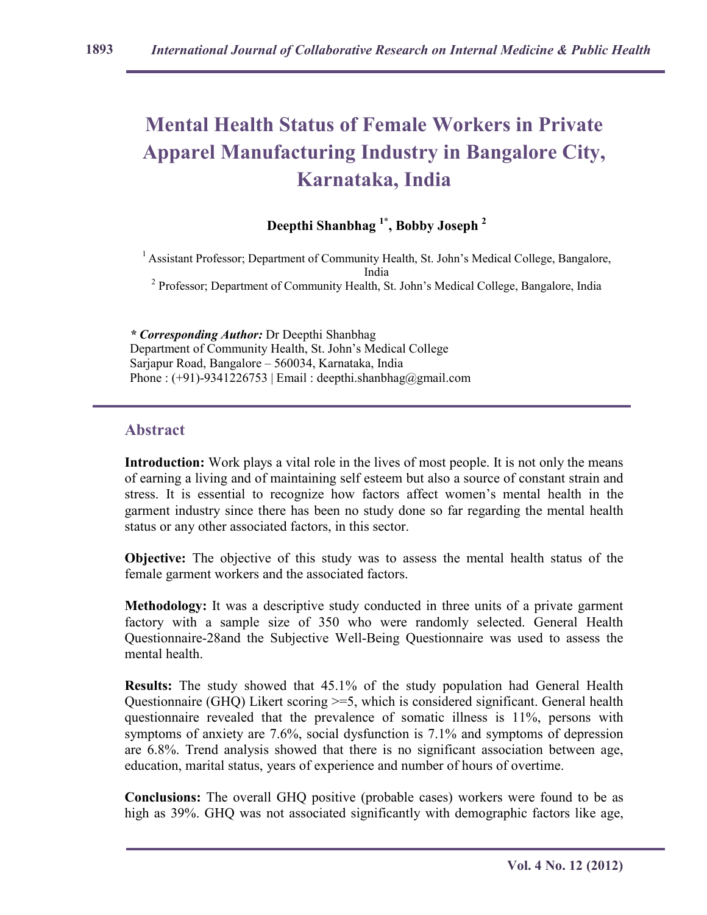# Mental Health Status of Female Workers in Private Apparel Manufacturing Industry in Bangalore City, Karnataka, India

**Deepthi Shanbhag [1*], Bobby Joseph [2]**

[1] Assistant Professor; Department of Community Health, St. John's Medical College, Bangalore, India
[2] Professor; Department of Community Health, St. John's Medical College, Bangalore, India

***\* Corresponding Author:*** Dr Deepthi Shanbhag
Department of Community Health, St. John's Medical College
Sarjapur Road, Bangalore – 560034, Karnataka, India
Phone : (+91)-9341226753 | Email : deepthi.shanbhag@gmail.com

## Abstract

**Introduction:** Work plays a vital role in the lives of most people. It is not only the means of earning a living and of maintaining self esteem but also a source of constant strain and stress. It is essential to recognize how factors affect women's mental health in the garment industry since there has been no study done so far regarding the mental health status or any other associated factors, in this sector.

**Objective:** The objective of this study was to assess the mental health status of the female garment workers and the associated factors.

**Methodology:** It was a descriptive study conducted in three units of a private garment factory with a sample size of 350 who were randomly selected. General Health Questionnaire-28and the Subjective Well-Being Questionnaire was used to assess the mental health.

**Results:** The study showed that 45.1% of the study population had General Health Questionnaire (GHQ) Likert scoring >=5, which is considered significant. General health questionnaire revealed that the prevalence of somatic illness is 11%, persons with symptoms of anxiety are 7.6%, social dysfunction is 7.1% and symptoms of depression are 6.8%. Trend analysis showed that there is no significant association between age, education, marital status, years of experience and number of hours of overtime.

**Conclusions:** The overall GHQ positive (probable cases) workers were found to be as high as 39%. GHQ was not associated significantly with demographic factors like age,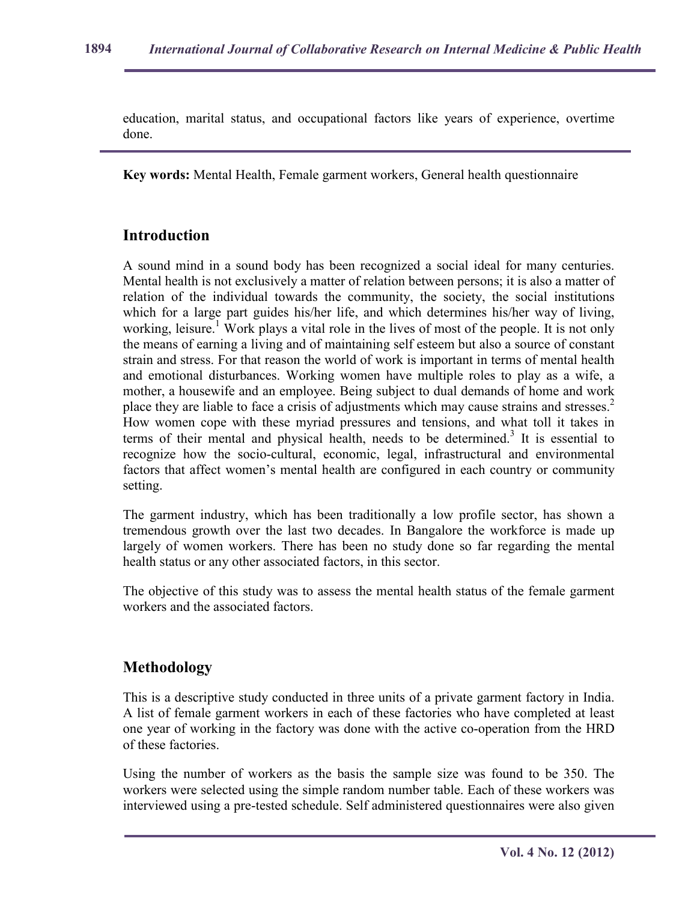education, marital status, and occupational factors like years of experience, overtime done.

**Key words:** Mental Health, Female garment workers, General health questionnaire

## Introduction

A sound mind in a sound body has been recognized a social ideal for many centuries. Mental health is not exclusively a matter of relation between persons; it is also a matter of relation of the individual towards the community, the society, the social institutions which for a large part guides his/her life, and which determines his/her way of living, working, leisure.[1] Work plays a vital role in the lives of most of the people. It is not only the means of earning a living and of maintaining self esteem but also a source of constant strain and stress. For that reason the world of work is important in terms of mental health and emotional disturbances. Working women have multiple roles to play as a wife, a mother, a housewife and an employee. Being subject to dual demands of home and work place they are liable to face a crisis of adjustments which may cause strains and stresses.[2] How women cope with these myriad pressures and tensions, and what toll it takes in terms of their mental and physical health, needs to be determined.[3] It is essential to recognize how the socio-cultural, economic, legal, infrastructural and environmental factors that affect women's mental health are configured in each country or community setting.

The garment industry, which has been traditionally a low profile sector, has shown a tremendous growth over the last two decades. In Bangalore the workforce is made up largely of women workers. There has been no study done so far regarding the mental health status or any other associated factors, in this sector.

The objective of this study was to assess the mental health status of the female garment workers and the associated factors.

## Methodology

This is a descriptive study conducted in three units of a private garment factory in India. A list of female garment workers in each of these factories who have completed at least one year of working in the factory was done with the active co-operation from the HRD of these factories.

Using the number of workers as the basis the sample size was found to be 350. The workers were selected using the simple random number table. Each of these workers was interviewed using a pre-tested schedule. Self administered questionnaires were also given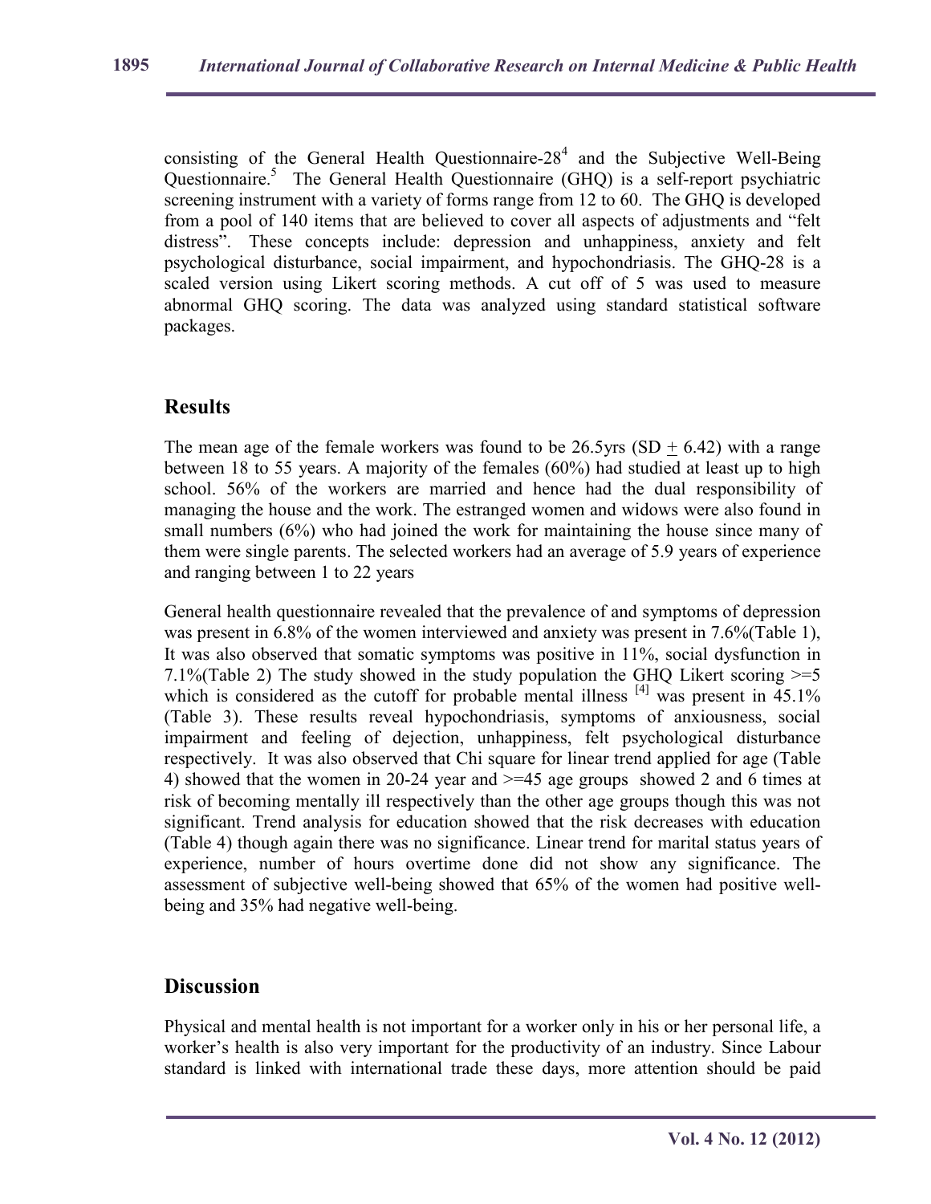consisting of the General Health Questionnaire-28[4] and the Subjective Well-Being Questionnaire.[5] The General Health Questionnaire (GHQ) is a self-report psychiatric screening instrument with a variety of forms range from 12 to 60. The GHQ is developed from a pool of 140 items that are believed to cover all aspects of adjustments and "felt distress". These concepts include: depression and unhappiness, anxiety and felt psychological disturbance, social impairment, and hypochondriasis. The GHQ-28 is a scaled version using Likert scoring methods. A cut off of 5 was used to measure abnormal GHQ scoring. The data was analyzed using standard statistical software packages.

## Results

The mean age of the female workers was found to be 26.5yrs (SD $\pm$ 6.42) with a range between 18 to 55 years. A majority of the females (60%) had studied at least up to high school. 56% of the workers are married and hence had the dual responsibility of managing the house and the work. The estranged women and widows were also found in small numbers (6%) who had joined the work for maintaining the house since many of them were single parents. The selected workers had an average of 5.9 years of experience and ranging between 1 to 22 years

General health questionnaire revealed that the prevalence of and symptoms of depression was present in 6.8% of the women interviewed and anxiety was present in 7.6%(Table 1), It was also observed that somatic symptoms was positive in 11%, social dysfunction in 7.1%(Table 2) The study showed in the study population the GHQ Likert scoring >=5 which is considered as the cutoff for probable mental illness [4] was present in 45.1% (Table 3). These results reveal hypochondriasis, symptoms of anxiousness, social impairment and feeling of dejection, unhappiness, felt psychological disturbance respectively. It was also observed that Chi square for linear trend applied for age (Table 4) showed that the women in 20-24 year and >=45 age groups showed 2 and 6 times at risk of becoming mentally ill respectively than the other age groups though this was not significant. Trend analysis for education showed that the risk decreases with education (Table 4) though again there was no significance. Linear trend for marital status years of experience, number of hours overtime done did not show any significance. The assessment of subjective well-being showed that 65% of the women had positive well-being and 35% had negative well-being.

## Discussion

Physical and mental health is not important for a worker only in his or her personal life, a worker's health is also very important for the productivity of an industry. Since Labour standard is linked with international trade these days, more attention should be paid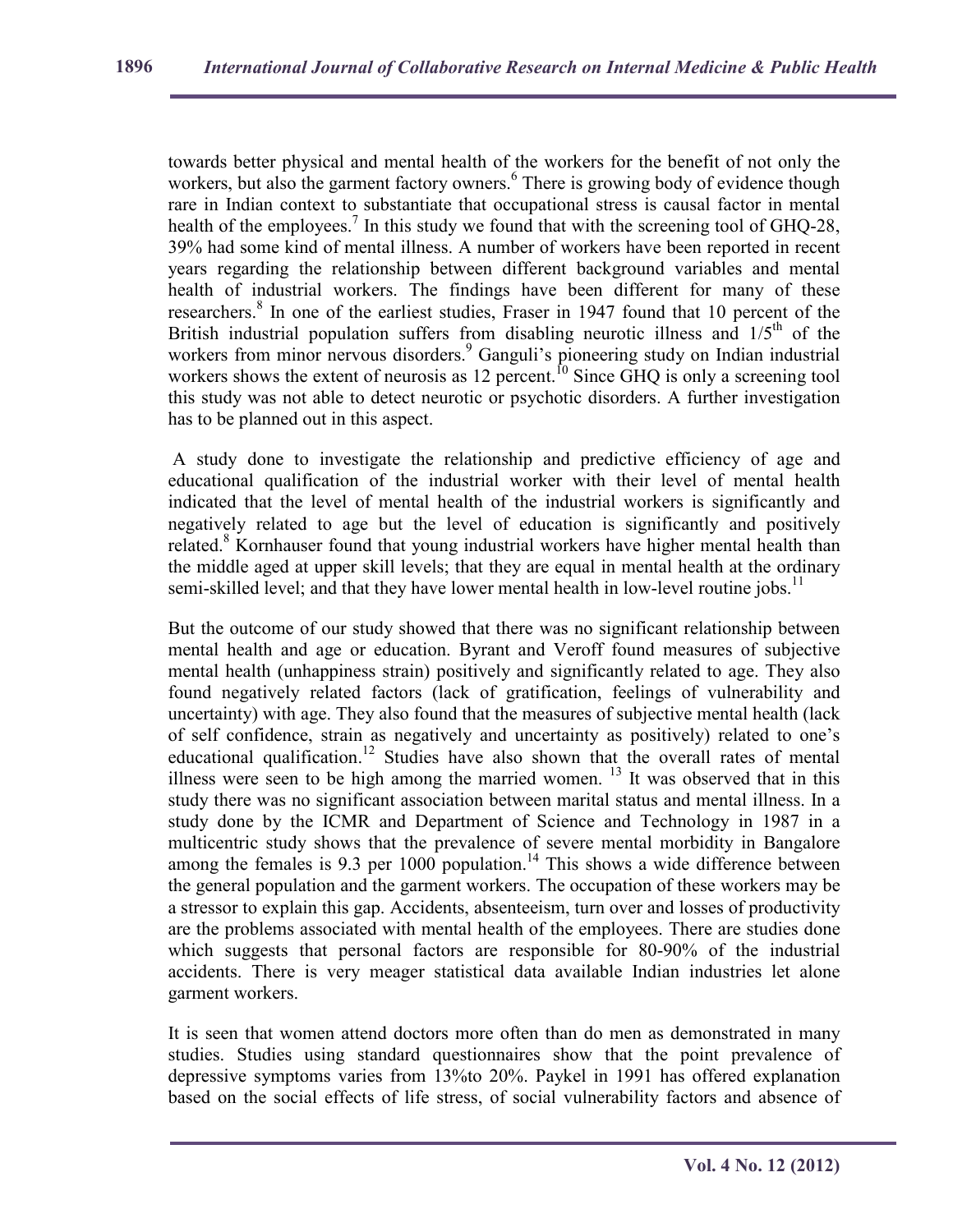towards better physical and mental health of the workers for the benefit of not only the workers, but also the garment factory owners.[6] There is growing body of evidence though rare in Indian context to substantiate that occupational stress is causal factor in mental health of the employees.[7] In this study we found that with the screening tool of GHQ-28, 39% had some kind of mental illness. A number of workers have been reported in recent years regarding the relationship between different background variables and mental health of industrial workers. The findings have been different for many of these researchers.[8] In one of the earliest studies, Fraser in 1947 found that 10 percent of the British industrial population suffers from disabling neurotic illness and 1/5th of the workers from minor nervous disorders.[9] Ganguli's pioneering study on Indian industrial workers shows the extent of neurosis as 12 percent.[10] Since GHQ is only a screening tool this study was not able to detect neurotic or psychotic disorders. A further investigation has to be planned out in this aspect.

A study done to investigate the relationship and predictive efficiency of age and educational qualification of the industrial worker with their level of mental health indicated that the level of mental health of the industrial workers is significantly and negatively related to age but the level of education is significantly and positively related.[8] Kornhauser found that young industrial workers have higher mental health than the middle aged at upper skill levels; that they are equal in mental health at the ordinary semi-skilled level; and that they have lower mental health in low-level routine jobs.[11]

But the outcome of our study showed that there was no significant relationship between mental health and age or education. Byrant and Veroff found measures of subjective mental health (unhappiness strain) positively and significantly related to age. They also found negatively related factors (lack of gratification, feelings of vulnerability and uncertainty) with age. They also found that the measures of subjective mental health (lack of self confidence, strain as negatively and uncertainty as positively) related to one's educational qualification.[12] Studies have also shown that the overall rates of mental illness were seen to be high among the married women.[13] It was observed that in this study there was no significant association between marital status and mental illness. In a study done by the ICMR and Department of Science and Technology in 1987 in a multicentric study shows that the prevalence of severe mental morbidity in Bangalore among the females is 9.3 per 1000 population.[14] This shows a wide difference between the general population and the garment workers. The occupation of these workers may be a stressor to explain this gap. Accidents, absenteeism, turn over and losses of productivity are the problems associated with mental health of the employees. There are studies done which suggests that personal factors are responsible for 80-90% of the industrial accidents. There is very meager statistical data available Indian industries let alone garment workers.

It is seen that women attend doctors more often than do men as demonstrated in many studies. Studies using standard questionnaires show that the point prevalence of depressive symptoms varies from 13%to 20%. Paykel in 1991 has offered explanation based on the social effects of life stress, of social vulnerability factors and absence of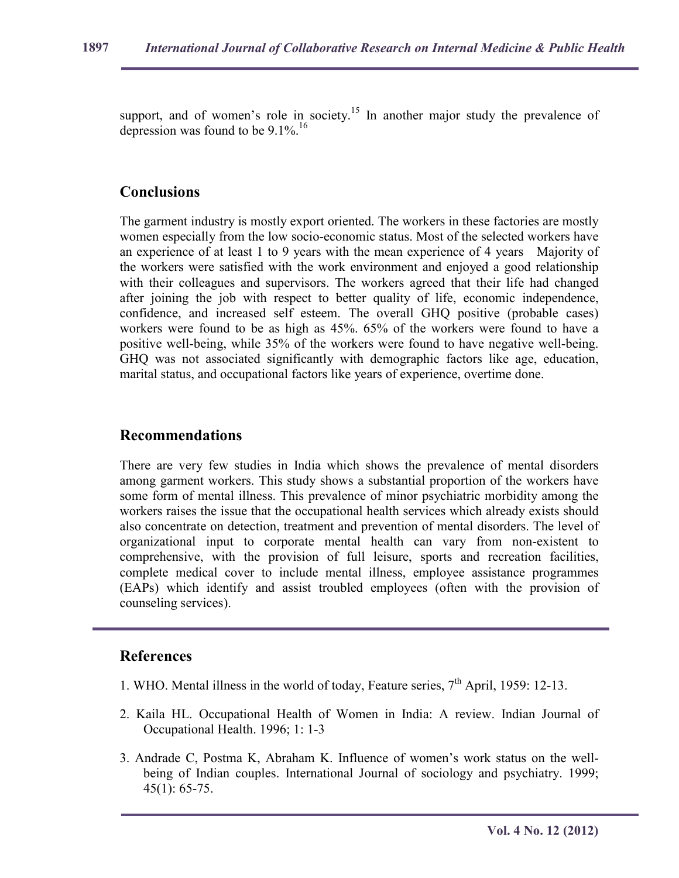support, and of women's role in society.[15] In another major study the prevalence of depression was found to be 9.1%.[16]

## Conclusions

The garment industry is mostly export oriented. The workers in these factories are mostly women especially from the low socio-economic status. Most of the selected workers have an experience of at least 1 to 9 years with the mean experience of 4 years Majority of the workers were satisfied with the work environment and enjoyed a good relationship with their colleagues and supervisors. The workers agreed that their life had changed after joining the job with respect to better quality of life, economic independence, confidence, and increased self esteem. The overall GHQ positive (probable cases) workers were found to be as high as 45%. 65% of the workers were found to have a positive well-being, while 35% of the workers were found to have negative well-being. GHQ was not associated significantly with demographic factors like age, education, marital status, and occupational factors like years of experience, overtime done.

## Recommendations

There are very few studies in India which shows the prevalence of mental disorders among garment workers. This study shows a substantial proportion of the workers have some form of mental illness. This prevalence of minor psychiatric morbidity among the workers raises the issue that the occupational health services which already exists should also concentrate on detection, treatment and prevention of mental disorders. The level of organizational input to corporate mental health can vary from non-existent to comprehensive, with the provision of full leisure, sports and recreation facilities, complete medical cover to include mental illness, employee assistance programmes (EAPs) which identify and assist troubled employees (often with the provision of counseling services).

## References

1. WHO. Mental illness in the world of today, Feature series, 7th April, 1959: 12-13.
2. Kaila HL. Occupational Health of Women in India: A review. Indian Journal of Occupational Health. 1996; 1: 1-3
3. Andrade C, Postma K, Abraham K. Influence of women's work status on the well-being of Indian couples. International Journal of sociology and psychiatry. 1999; 45(1): 65-75.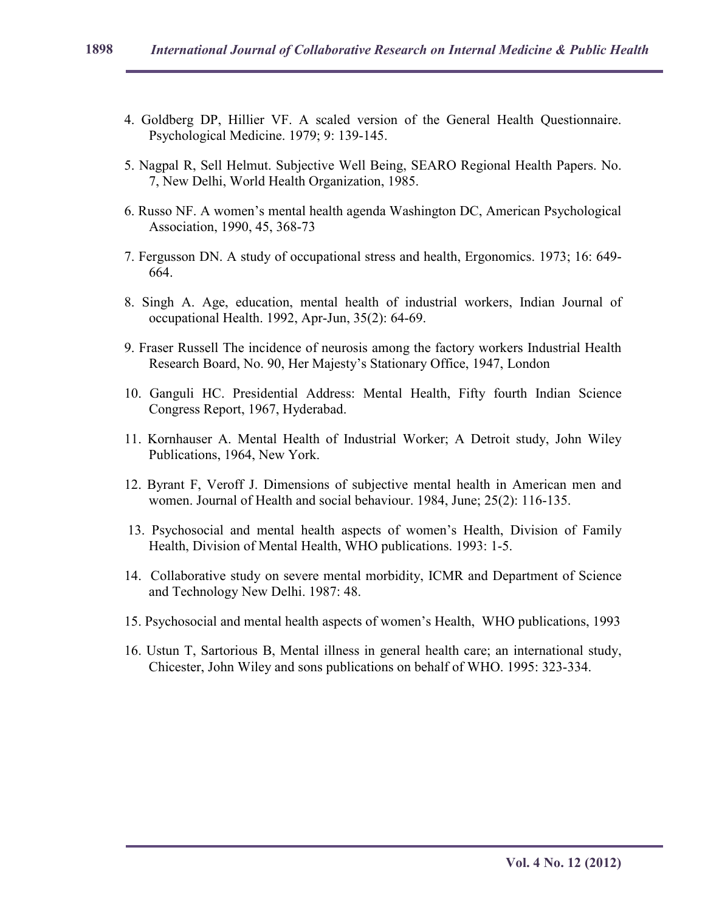4. Goldberg DP, Hillier VF. A scaled version of the General Health Questionnaire. Psychological Medicine. 1979; 9: 139-145.

5. Nagpal R, Sell Helmut. Subjective Well Being, SEARO Regional Health Papers. No. 7, New Delhi, World Health Organization, 1985.

6. Russo NF. A women's mental health agenda Washington DC, American Psychological Association, 1990, 45, 368-73

7. Fergusson DN. A study of occupational stress and health, Ergonomics. 1973; 16: 649-664.

8. Singh A. Age, education, mental health of industrial workers, Indian Journal of occupational Health. 1992, Apr-Jun, 35(2): 64-69.

9. Fraser Russell The incidence of neurosis among the factory workers Industrial Health Research Board, No. 90, Her Majesty's Stationary Office, 1947, London

10. Ganguli HC. Presidential Address: Mental Health, Fifty fourth Indian Science Congress Report, 1967, Hyderabad.

11. Kornhauser A. Mental Health of Industrial Worker; A Detroit study, John Wiley Publications, 1964, New York.

12. Byrant F, Veroff J. Dimensions of subjective mental health in American men and women. Journal of Health and social behaviour. 1984, June; 25(2): 116-135.

13. Psychosocial and mental health aspects of women's Health, Division of Family Health, Division of Mental Health, WHO publications. 1993: 1-5.

14. Collaborative study on severe mental morbidity, ICMR and Department of Science and Technology New Delhi. 1987: 48.

15. Psychosocial and mental health aspects of women's Health, WHO publications, 1993

16. Ustun T, Sartorious B, Mental illness in general health care; an international study, Chicester, John Wiley and sons publications on behalf of WHO. 1995: 323-334.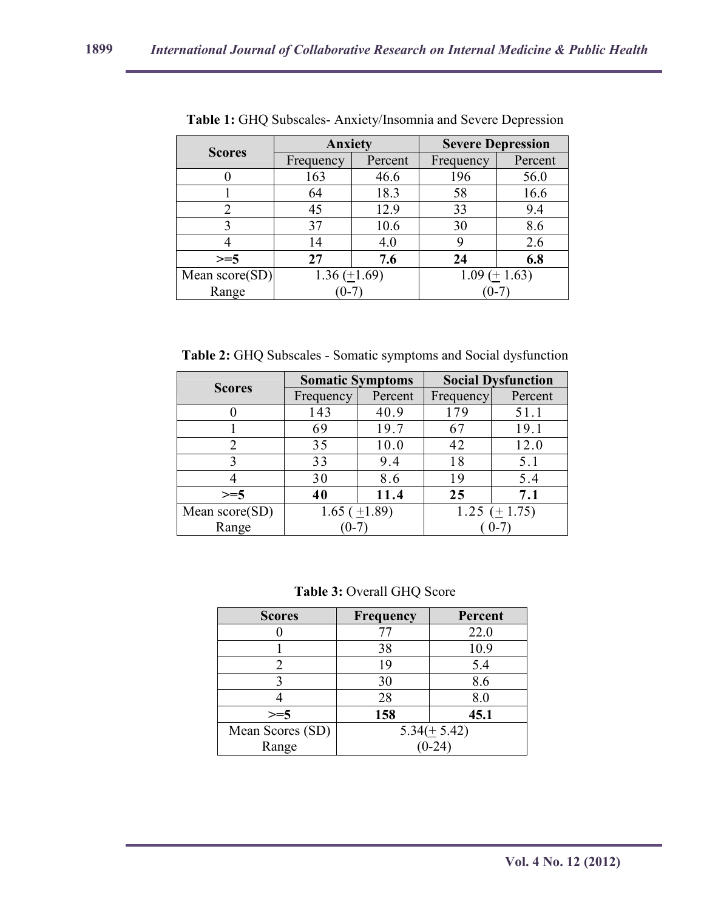**Table 1:** GHQ Subscales- Anxiety/Insomnia and Severe Depression

| Scores | Anxiety | | Severe Depression | |
|---|---|---|---|---|
| | Frequency | Percent | Frequency | Percent |
| 0 | 163 | 46.6 | 196 | 56.0 |
| 1 | 64 | 18.3 | 58 | 16.6 |
| 2 | 45 | 12.9 | 33 | 9.4 |
| 3 | 37 | 10.6 | 30 | 8.6 |
| 4 | 14 | 4.0 | 9 | 2.6 |
| **>=5** | **27** | **7.6** | **24** | **6.8** |
| Mean score(SD) Range | 1.36 (±1.69) (0-7) | | 1.09 (± 1.63) (0-7) | |

**Table 2:** GHQ Subscales - Somatic symptoms and Social dysfunction

| Scores | Somatic Symptoms | | Social Dysfunction | |
|---|---|---|---|---|
| | Frequency | Percent | Frequency | Percent |
| 0 | 143 | 40.9 | 179 | 51.1 |
| 1 | 69 | 19.7 | 67 | 19.1 |
| 2 | 35 | 10.0 | 42 | 12.0 |
| 3 | 33 | 9.4 | 18 | 5.1 |
| 4 | 30 | 8.6 | 19 | 5.4 |
| **>=5** | **40** | **11.4** | **25** | **7.1** |
| Mean score(SD) Range | 1.65 ( ±1.89) (0-7) | | 1.25 (± 1.75) ( 0-7) | |

**Table 3:** Overall GHQ Score

| Scores | Frequency | Percent |
|---|---|---|
| 0 | 77 | 22.0 |
| 1 | 38 | 10.9 |
| 2 | 19 | 5.4 |
| 3 | 30 | 8.6 |
| 4 | 28 | 8.0 |
| **>=5** | **158** | **45.1** |
| Mean Scores (SD) Range | 5.34(± 5.42) (0-24) | |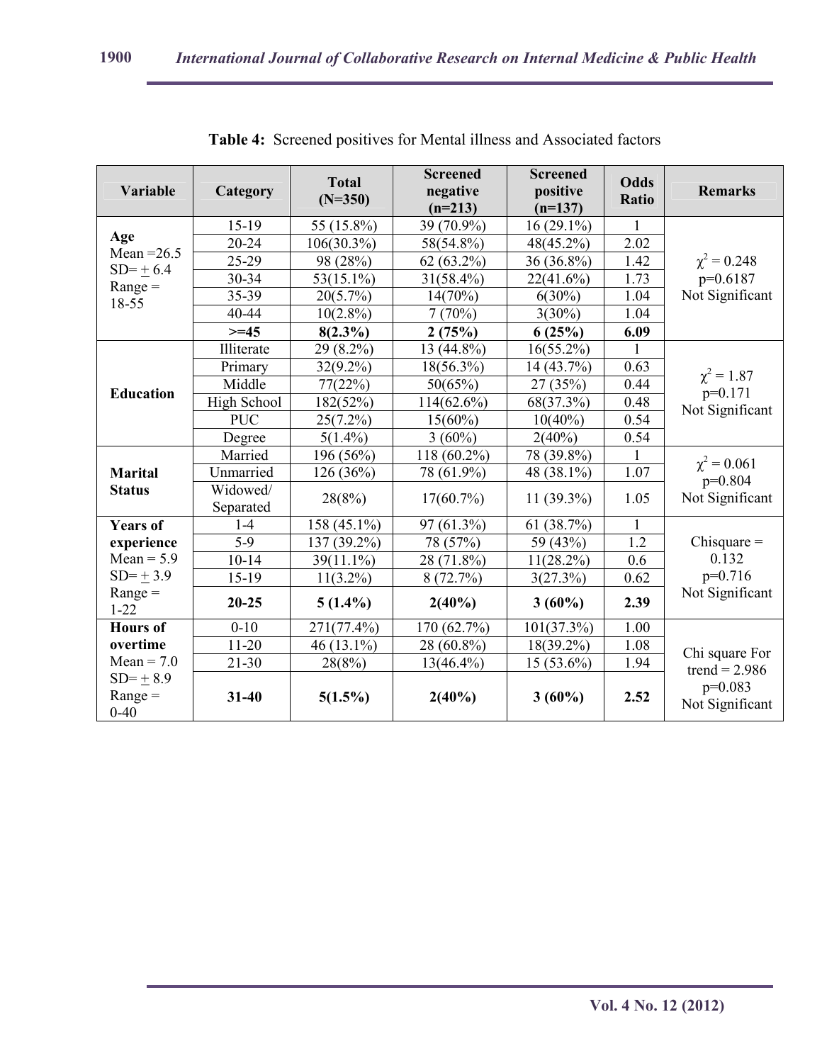**Table 4:** Screened positives for Mental illness and Associated factors

| Variable | Category | Total (N=350) | Screened negative (n=213) | Screened positive (n=137) | Odds Ratio | Remarks |
|---|---|---|---|---|---|---|
| **Age** Mean =26.5 SD= $\pm$ 6.4 Range = 18-55 | 15-19 | 55 (15.8%) | 39 (70.9%) | 16 (29.1%) | 1 | $\chi^2$ = 0.248 p=0.6187 Not Significant |
| | 20-24 | 106(30.3%) | 58(54.8%) | 48(45.2%) | 2.02 | |
| | 25-29 | 98 (28%) | 62 (63.2%) | 36 (36.8%) | 1.42 | |
| | 30-34 | 53(15.1%) | 31(58.4%) | 22(41.6%) | 1.73 | |
| | 35-39 | 20(5.7%) | 14(70%) | 6(30%) | 1.04 | |
| | 40-44 | 10(2.8%) | 7 (70%) | 3(30%) | 1.04 | |
| | **>=45** | **8(2.3%)** | **2 (75%)** | **6 (25%)** | **6.09** | |
| **Education** | Illiterate | 29 (8.2%) | 13 (44.8%) | 16(55.2%) | 1 | $\chi^2$ = 1.87 p=0.171 Not Significant |
| | Primary | 32(9.2%) | 18(56.3%) | 14 (43.7%) | 0.63 | |
| | Middle | 77(22%) | 50(65%) | 27 (35%) | 0.44 | |
| | High School | 182(52%) | 114(62.6%) | 68(37.3%) | 0.48 | |
| | PUC | 25(7.2%) | 15(60%) | 10(40%) | 0.54 | |
| | Degree | 5(1.4%) | 3 (60%) | 2(40%) | 0.54 | |
| **Marital Status** | Married | 196 (56%) | 118 (60.2%) | 78 (39.8%) | 1 | $\chi^2$ = 0.061 p=0.804 Not Significant |
| | Unmarried | 126 (36%) | 78 (61.9%) | 48 (38.1%) | 1.07 | |
| | Widowed/ Separated | 28(8%) | 17(60.7%) | 11 (39.3%) | 1.05 | |
| **Years of experience** Mean = 5.9 SD= $\pm$ 3.9 Range = 1-22 | 1-4 | 158 (45.1%) | 97 (61.3%) | 61 (38.7%) | 1 | Chisquare = 0.132 p=0.716 Not Significant |
| | 5-9 | 137 (39.2%) | 78 (57%) | 59 (43%) | 1.2 | |
| | 10-14 | 39(11.1%) | 28 (71.8%) | 11(28.2%) | 0.6 | |
| | 15-19 | 11(3.2%) | 8 (72.7%) | 3(27.3%) | 0.62 | |
| | **20-25** | **5 (1.4%)** | **2(40%)** | **3 (60%)** | **2.39** | |
| **Hours of overtime** Mean = 7.0 SD= $\pm$ 8.9 Range = 0-40 | 0-10 | 271(77.4%) | 170 (62.7%) | 101(37.3%) | 1.00 | Chi square For trend = 2.986 p=0.083 Not Significant |
| | 11-20 | 46 (13.1%) | 28 (60.8%) | 18(39.2%) | 1.08 | |
| | 21-30 | 28(8%) | 13(46.4%) | 15 (53.6%) | 1.94 | |
| | **31-40** | **5(1.5%)** | **2(40%)** | **3 (60%)** | **2.52** | |